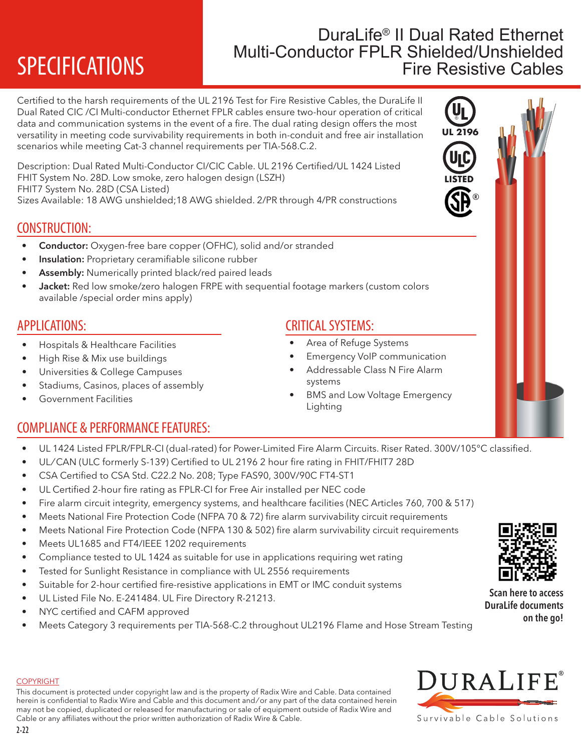# SPECIFICATIONS

# DuraLife® II Dual Rated Ethernet Multi-Conductor FPLR Shielded/Unshielded Fire Resistive Cables

Certified to the harsh requirements of the UL 2196 Test for Fire Resistive Cables, the DuraLife II Dual Rated CIC /CI Multi-conductor Ethernet FPLR cables ensure two-hour operation of critical data and communication systems in the event of a fire. The dual rating design offers the most versatility in meeting code survivability requirements in both in-conduit and free air installation scenarios while meeting Cat-3 channel requirements per TIA-568.C.2.

Description: Dual Rated Multi-Conductor CI/CIC Cable. UL 2196 Certified/UL 1424 Listed FHIT System No. 28D. Low smoke, zero halogen design (LSZH)
FHIT7 System No. 28D (CSA Listed)
Sizes Available: 18 AWG unshielded;18 AWG shielded. 2/PR through 4/PR constructions

UL 2196

LISTED

## CONSTRUCTION:

- **Conductor:** Oxygen-free bare copper (OFHC), solid and/or stranded
- **Insulation:** Proprietary ceramifiable silicone rubber
- **Assembly:** Numerically printed black/red paired leads
- **Jacket:** Red low smoke/zero halogen FRPE with sequential footage markers (custom colors available /special order mins apply)

## APPLICATIONS:

- Hospitals & Healthcare Facilities
- High Rise & Mix use buildings
- Universities & College Campuses
- Stadiums, Casinos, places of assembly
- Government Facilities

## CRITICAL SYSTEMS:

- Area of Refuge Systems
- Emergency VoIP communication
- Addressable Class N Fire Alarm systems
- BMS and Low Voltage Emergency Lighting

## COMPLIANCE & PERFORMANCE FEATURES:

- UL 1424 Listed FPLR/FPLR-CI (dual-rated) for Power-Limited Fire Alarm Circuits. Riser Rated. 300V/105°C classified.
- UL/CAN (ULC formerly S-139) Certified to UL 2196 2 hour fire rating in FHIT/FHIT7 28D
- CSA Certified to CSA Std. C22.2 No. 208; Type FAS90, 300V/90C FT4-ST1
- UL Certified 2-hour fire rating as FPLR-CI for Free Air installed per NEC code
- Fire alarm circuit integrity, emergency systems, and healthcare facilities (NEC Articles 760, 700 & 517)
- Meets National Fire Protection Code (NFPA 70 & 72) fire alarm survivability circuit requirements
- Meets National Fire Protection Code (NFPA 130 & 502) fire alarm survivability circuit requirements
- Meets UL1685 and FT4/IEEE 1202 requirements
- Compliance tested to UL 1424 as suitable for use in applications requiring wet rating
- Tested for Sunlight Resistance in compliance with UL 2556 requirements
- Suitable for 2-hour certified fire-resistive applications in EMT or IMC conduit systems
- UL Listed File No. E-241484. UL Fire Directory R-21213.
- NYC certified and CAFM approved
- Meets Category 3 requirements per TIA-568-C.2 throughout UL2196 Flame and Hose Stream Testing

**Scan here to access DuraLife documents on the go!**

COPYRIGHT

This document is protected under copyright law and is the property of Radix Wire and Cable. Data contained herein is confidential to Radix Wire and Cable and this document and/or any part of the data contained herein may not be copied, duplicated or released for manufacturing or sale of equipment outside of Radix Wire and Cable or any affiliates without the prior written authorization of Radix Wire & Cable.

2-22

DURALIFE®

Survivable Cable Solutions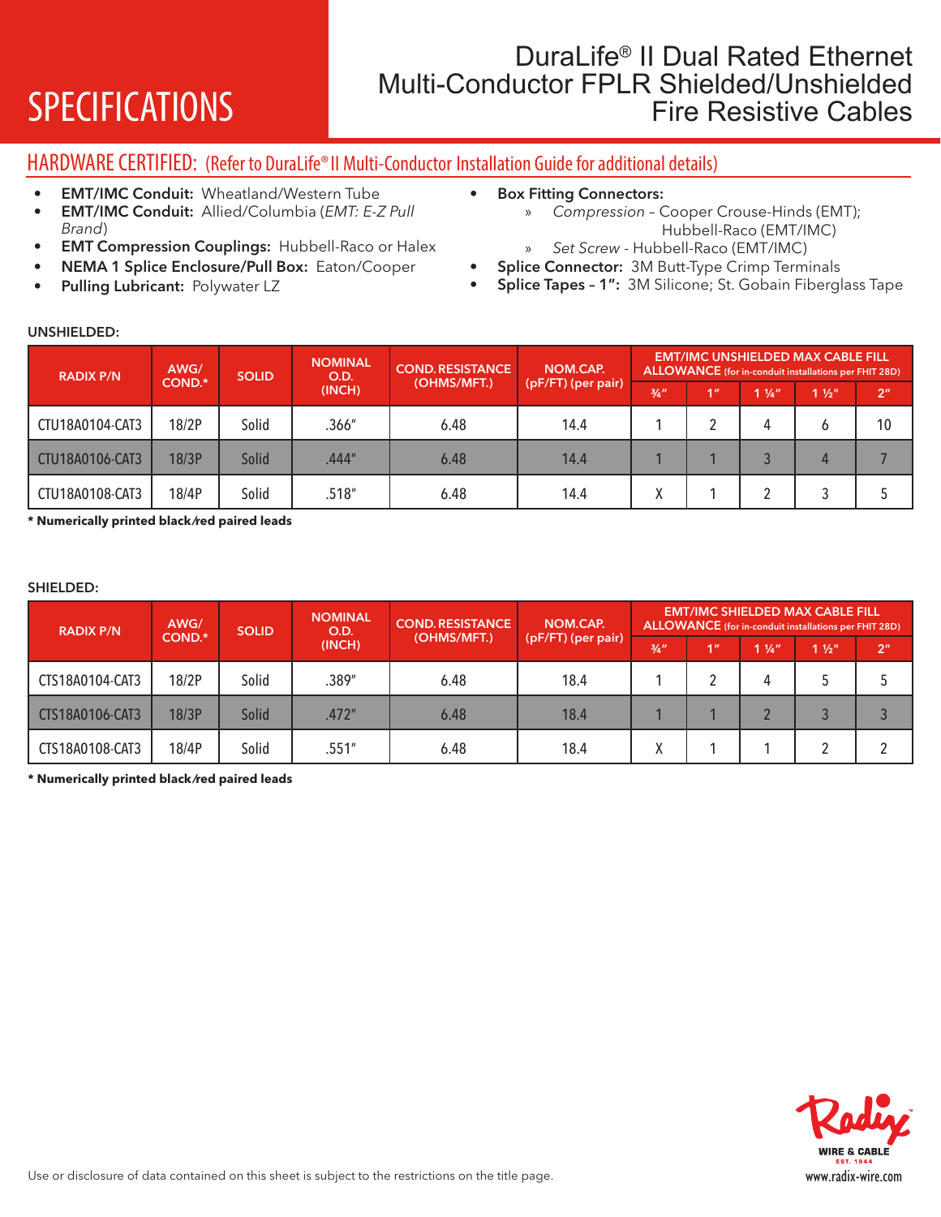# SPECIFICATIONS

## DuraLife® II Dual Rated Ethernet Multi-Conductor FPLR Shielded/Unshielded Fire Resistive Cables

## HARDWARE CERTIFIED: (Refer to DuraLife® II Multi-Conductor Installation Guide for additional details)

- **EMT/IMC Conduit:** Wheatland/Western Tube
- **EMT/IMC Conduit:** Allied/Columbia (*EMT: E-Z Pull Brand*)
- **EMT Compression Couplings:** Hubbell-Raco or Halex
- **NEMA 1 Splice Enclosure/Pull Box:** Eaton/Cooper
- **Pulling Lubricant:** Polywater LZ
- **Box Fitting Connectors:**
  - *Compression* – Cooper Crouse-Hinds (EMT); Hubbell-Raco (EMT/IMC)
  - *Set Screw* - Hubbell-Raco (EMT/IMC)
- **Splice Connector:** 3M Butt-Type Crimp Terminals
- **Splice Tapes – 1":** 3M Silicone; St. Gobain Fiberglass Tape

**UNSHIELDED:**

| RADIX P/N | AWG/ COND.* | SOLID | NOMINAL O.D. (INCH) | COND. RESISTANCE (OHMS/MFT.) | NOM.CAP. (pF/FT) (per pair) | EMT/IMC UNSHIELDED MAX CABLE FILL ALLOWANCE (for in-conduit installations per FHIT 28D) | | | | |
|---|---|---|---|---|---|---|---|---|---|---|
| | | | | | | ¾" | 1" | 1 ¼" | 1 ½" | 2" |
| CTU18A0104-CAT3 | 18/2P | Solid | .366" | 6.48 | 14.4 | 1 | 2 | 4 | 6 | 10 |
| CTU18A0106-CAT3 | 18/3P | Solid | .444" | 6.48 | 14.4 | 1 | 1 | 3 | 4 | 7 |
| CTU18A0108-CAT3 | 18/4P | Solid | .518" | 6.48 | 14.4 | X | 1 | 2 | 3 | 5 |

**\* Numerically printed black/red paired leads**

**SHIELDED:**

| RADIX P/N | AWG/ COND.* | SOLID | NOMINAL O.D. (INCH) | COND. RESISTANCE (OHMS/MFT.) | NOM.CAP. (pF/FT) (per pair) | EMT/IMC SHIELDED MAX CABLE FILL ALLOWANCE (for in-conduit installations per FHIT 28D) | | | | |
|---|---|---|---|---|---|---|---|---|---|---|
| | | | | | | ¾" | 1" | 1 ¼" | 1 ½" | 2" |
| CTS18A0104-CAT3 | 18/2P | Solid | .389" | 6.48 | 18.4 | 1 | 2 | 4 | 5 | 5 |
| CTS18A0106-CAT3 | 18/3P | Solid | .472" | 6.48 | 18.4 | 1 | 1 | 2 | 3 | 3 |
| CTS18A0108-CAT3 | 18/4P | Solid | .551" | 6.48 | 18.4 | X | 1 | 1 | 2 | 2 |

**\* Numerically printed black/red paired leads**

Use or disclosure of data contained on this sheet is subject to the restrictions on the title page.

Radix WIRE & CABLE EST. 1944
www.radix-wire.com